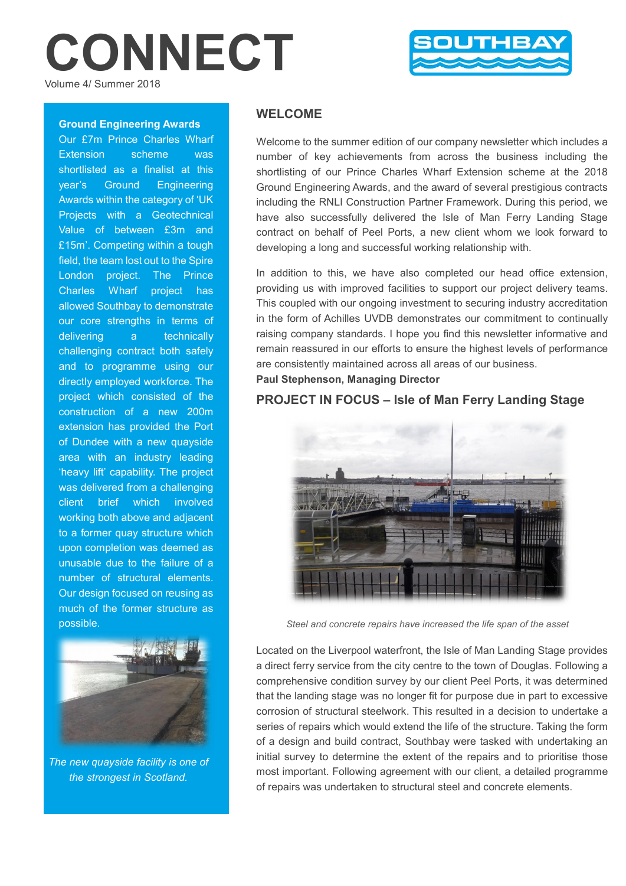# CONNECT

Volume 4/ Summer 2018

SOUTHBAY

## WELCOME

Welcome to the summer edition of our company newsletter which includes a number of key achievements from across the business including the shortlisting of our Prince Charles Wharf Extension scheme at the 2018 Ground Engineering Awards, and the award of several prestigious contracts including the RNLI Construction Partner Framework. During this period, we have also successfully delivered the Isle of Man Ferry Landing Stage contract on behalf of Peel Ports, a new client whom we look forward to developing a long and successful working relationship with.

In addition to this, we have also completed our head office extension, providing us with improved facilities to support our project delivery teams. This coupled with our ongoing investment to securing industry accreditation in the form of Achilles UVDB demonstrates our commitment to continually raising company standards. I hope you find this newsletter informative and remain reassured in our efforts to ensure the highest levels of performance are consistently maintained across all areas of our business.

**Paul Stephenson, Managing Director**

## PROJECT IN FOCUS – Isle of Man Ferry Landing Stage

*Steel and concrete repairs have increased the life span of the asset*

Located on the Liverpool waterfront, the Isle of Man Landing Stage provides a direct ferry service from the city centre to the town of Douglas. Following a comprehensive condition survey by our client Peel Ports, it was determined that the landing stage was no longer fit for purpose due in part to excessive corrosion of structural steelwork. This resulted in a decision to undertake a series of repairs which would extend the life of the structure. Taking the form of a design and build contract, Southbay were tasked with undertaking an initial survey to determine the extent of the repairs and to prioritise those most important. Following agreement with our client, a detailed programme of repairs was undertaken to structural steel and concrete elements.

### Ground Engineering Awards

Our £7m Prince Charles Wharf Extension scheme was shortlisted as a finalist at this year's Ground Engineering Awards within the category of 'UK Projects with a Geotechnical Value of between £3m and £15m'. Competing within a tough field, the team lost out to the Spire London project. The Prince Charles Wharf project has allowed Southbay to demonstrate our core strengths in terms of delivering a technically challenging contract both safely and to programme using our directly employed workforce. The project which consisted of the construction of a new 200m extension has provided the Port of Dundee with a new quayside area with an industry leading 'heavy lift' capability. The project was delivered from a challenging client brief which involved working both above and adjacent to a former quay structure which upon completion was deemed as unusable due to the failure of a number of structural elements. Our design focused on reusing as much of the former structure as possible.

*The new quayside facility is one of the strongest in Scotland.*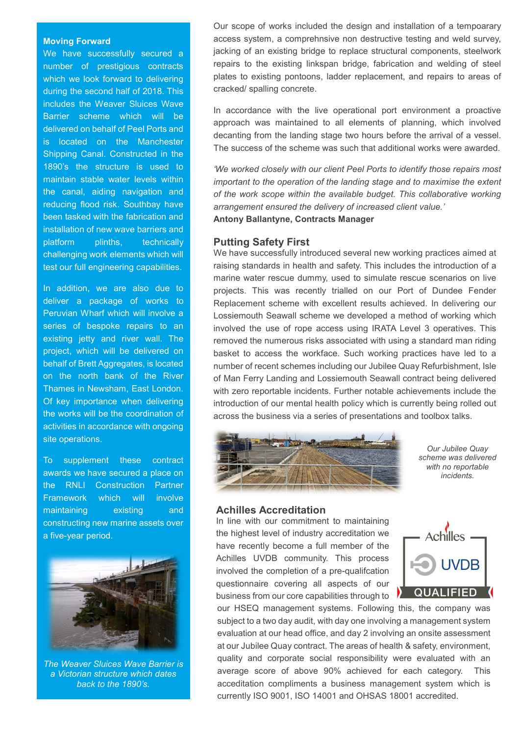## Moving Forward

We have successfully secured a number of prestigious contracts which we look forward to delivering during the second half of 2018. This includes the Weaver Sluices Wave Barrier scheme which will be delivered on behalf of Peel Ports and is located on the Manchester Shipping Canal. Constructed in the 1890's the structure is used to maintain stable water levels within the canal, aiding navigation and reducing flood risk. Southbay have been tasked with the fabrication and installation of new wave barriers and platform plinths, technically challenging work elements which will test our full engineering capabilities.

In addition, we are also due to deliver a package of works to Peruvian Wharf which will involve a series of bespoke repairs to an existing jetty and river wall. The project, which will be delivered on behalf of Brett Aggregates, is located on the north bank of the River Thames in Newsham, East London. Of key importance when delivering the works will be the coordination of activities in accordance with ongoing site operations.

To supplement these contract awards we have secured a place on the RNLI Construction Partner Framework which will involve maintaining existing and constructing new marine assets over a five-year period.

*The Weaver Sluices Wave Barrier is a Victorian structure which dates back to the 1890's.*

Our scope of works included the design and installation of a tempoarary access system, a comprehrnsive non destructive testing and weld survey, jacking of an existing bridge to replace structural components, steelwork repairs to the existing linkspan bridge, fabrication and welding of steel plates to existing pontoons, ladder replacement, and repairs to areas of cracked/ spalling concrete.

In accordance with the live operational port environment a proactive approach was maintained to all elements of planning, which involved decanting from the landing stage two hours before the arrival of a vessel. The success of the scheme was such that additional works were awarded.

*'We worked closely with our client Peel Ports to identify those repairs most important to the operation of the landing stage and to maximise the extent of the work scope within the available budget. This collaborative working arrangement ensured the delivery of increased client value.'*
**Antony Ballantyne, Contracts Manager**

## Putting Safety First

We have successfully introduced several new working practices aimed at raising standards in health and safety. This includes the introduction of a marine water rescue dummy, used to simulate rescue scenarios on live projects. This was recently trialled on our Port of Dundee Fender Replacement scheme with excellent results achieved. In delivering our Lossiemouth Seawall scheme we developed a method of working which involved the use of rope access using IRATA Level 3 operatives. This removed the numerous risks associated with using a standard man riding basket to access the workface. Such working practices have led to a number of recent schemes including our Jubilee Quay Refurbishment, Isle of Man Ferry Landing and Lossiemouth Seawall contract being delivered with zero reportable incidents. Further notable achievements include the introduction of our mental health policy which is currently being rolled out across the business via a series of presentations and toolbox talks.

*Our Jubilee Quay scheme was delivered with no reportable incidents.*

## Achilles Accreditation

In line with our commitment to maintaining the highest level of industry accreditation we have recently become a full member of the Achilles UVDB community. This process involved the completion of a pre-qualifcation questionnaire covering all aspects of our business from our core capabilities through to our HSEQ management systems. Following this, the company was subject to a two day audit, with day one involving a management system evaluation at our head office, and day 2 involving an onsite assessment at our Jubilee Quay contract. The areas of health & safety, environment, quality and corporate social responsibility were evaluated with an average score of above 90% achieved for each category. This acceditation compliments a business management system which is currently ISO 9001, ISO 14001 and OHSAS 18001 accredited.